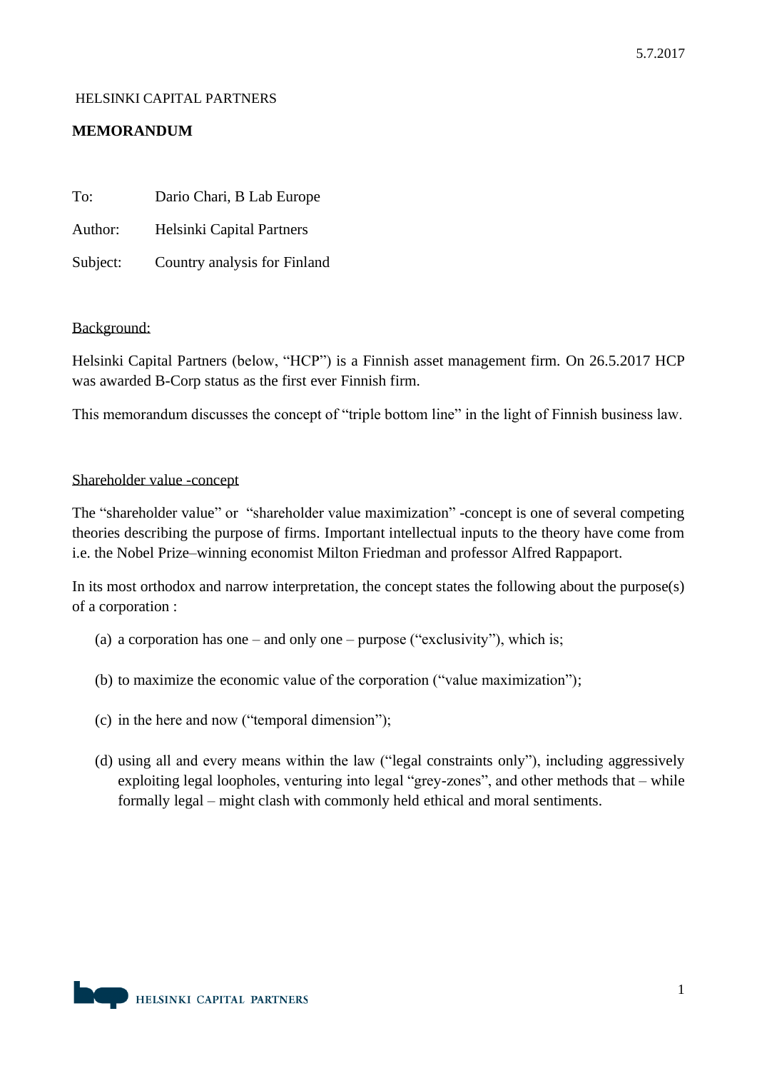5.7.2017

HELSINKI CAPITAL PARTNERS

**MEMORANDUM**

To: Dario Chari, B Lab Europe

Author: Helsinki Capital Partners

Subject: Country analysis for Finland

Background:

Helsinki Capital Partners (below, "HCP") is a Finnish asset management firm. On 26.5.2017 HCP was awarded B-Corp status as the first ever Finnish firm.

This memorandum discusses the concept of "triple bottom line" in the light of Finnish business law.

Shareholder value -concept

The "shareholder value" or "shareholder value maximization" -concept is one of several competing theories describing the purpose of firms. Important intellectual inputs to the theory have come from i.e. the Nobel Prize–winning economist Milton Friedman and professor Alfred Rappaport.

In its most orthodox and narrow interpretation, the concept states the following about the purpose(s) of a corporation :

(a) a corporation has one – and only one – purpose ("exclusivity"), which is;

(b) to maximize the economic value of the corporation ("value maximization");

(c) in the here and now ("temporal dimension");

(d) using all and every means within the law ("legal constraints only"), including aggressively exploiting legal loopholes, venturing into legal "grey-zones", and other methods that – while formally legal – might clash with commonly held ethical and moral sentiments.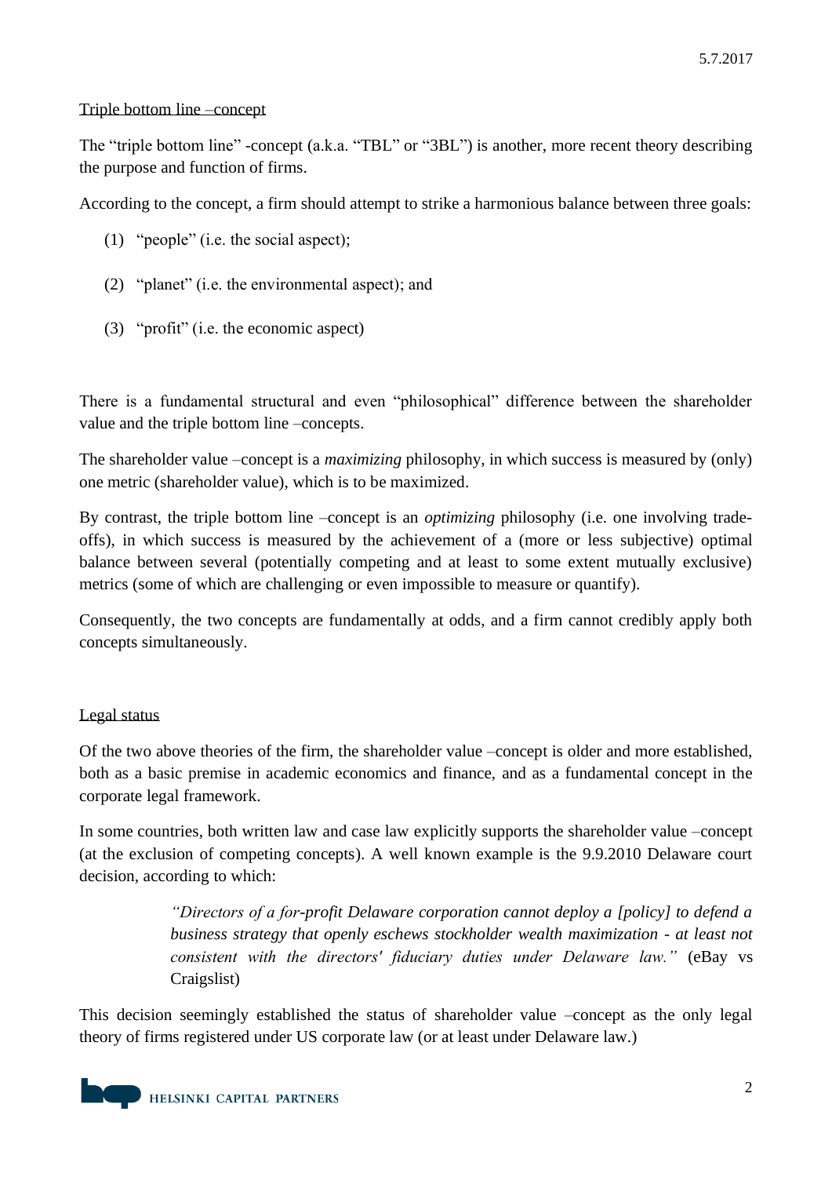Triple bottom line –concept

The "triple bottom line" -concept (a.k.a. "TBL" or "3BL") is another, more recent theory describing the purpose and function of firms.

According to the concept, a firm should attempt to strike a harmonious balance between three goals:

(1) "people" (i.e. the social aspect);

(2) "planet" (i.e. the environmental aspect); and

(3) "profit" (i.e. the economic aspect)

There is a fundamental structural and even "philosophical" difference between the shareholder value and the triple bottom line –concepts.

The shareholder value –concept is a *maximizing* philosophy, in which success is measured by (only) one metric (shareholder value), which is to be maximized.

By contrast, the triple bottom line –concept is an *optimizing* philosophy (i.e. one involving trade-offs), in which success is measured by the achievement of a (more or less subjective) optimal balance between several (potentially competing and at least to some extent mutually exclusive) metrics (some of which are challenging or even impossible to measure or quantify).

Consequently, the two concepts are fundamentally at odds, and a firm cannot credibly apply both concepts simultaneously.

Legal status

Of the two above theories of the firm, the shareholder value –concept is older and more established, both as a basic premise in academic economics and finance, and as a fundamental concept in the corporate legal framework.

In some countries, both written law and case law explicitly supports the shareholder value –concept (at the exclusion of competing concepts). A well known example is the 9.9.2010 Delaware court decision, according to which:

> *"Directors of a for-profit Delaware corporation cannot deploy a [policy] to defend a business strategy that openly eschews stockholder wealth maximization - at least not consistent with the directors' fiduciary duties under Delaware law."* (eBay vs Craigslist)

This decision seemingly established the status of shareholder value –concept as the only legal theory of firms registered under US corporate law (or at least under Delaware law.)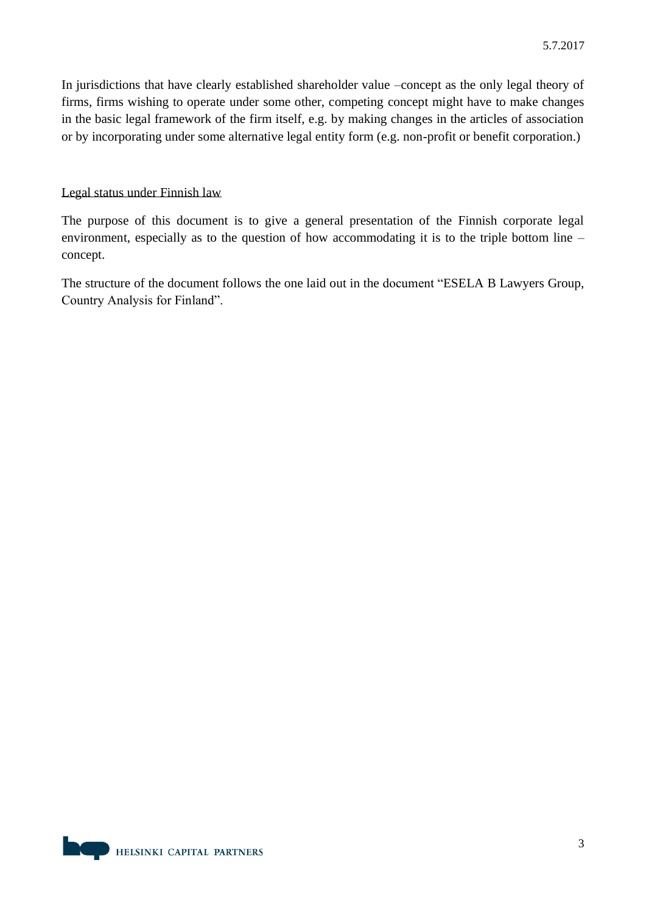In jurisdictions that have clearly established shareholder value –concept as the only legal theory of firms, firms wishing to operate under some other, competing concept might have to make changes in the basic legal framework of the firm itself, e.g. by making changes in the articles of association or by incorporating under some alternative legal entity form (e.g. non-profit or benefit corporation.)

## Legal status under Finnish law

The purpose of this document is to give a general presentation of the Finnish corporate legal environment, especially as to the question of how accommodating it is to the triple bottom line –concept.

The structure of the document follows the one laid out in the document "ESELA B Lawyers Group, Country Analysis for Finland".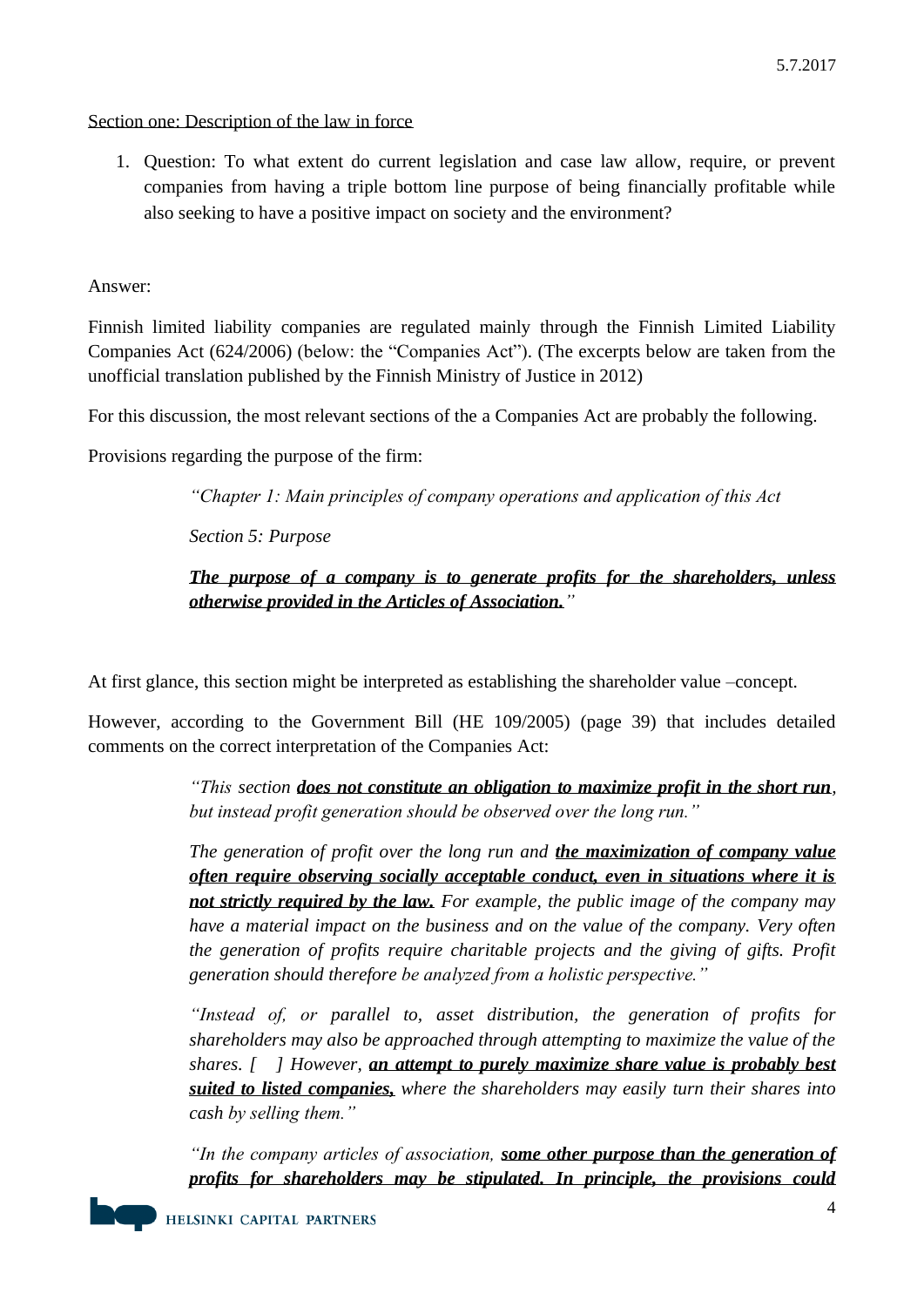5.7.2017

Section one: Description of the law in force

1. Question: To what extent do current legislation and case law allow, require, or prevent companies from having a triple bottom line purpose of being financially profitable while also seeking to have a positive impact on society and the environment?

Answer:

Finnish limited liability companies are regulated mainly through the Finnish Limited Liability Companies Act (624/2006) (below: the "Companies Act"). (The excerpts below are taken from the unofficial translation published by the Finnish Ministry of Justice in 2012)

For this discussion, the most relevant sections of the a Companies Act are probably the following.

Provisions regarding the purpose of the firm:

> *"Chapter 1: Main principles of company operations and application of this Act*
>
> *Section 5: Purpose*
>
> ***The purpose of a company is to generate profits for the shareholders, unless otherwise provided in the Articles of Association.****"*

At first glance, this section might be interpreted as establishing the shareholder value –concept.

However, according to the Government Bill (HE 109/2005) (page 39) that includes detailed comments on the correct interpretation of the Companies Act:

> *"This section* ***does not constitute an obligation to maximize profit in the short run****, but instead profit generation should be observed over the long run."*
>
> *The generation of profit over the long run and* ***the maximization of company value often require observing socially acceptable conduct, even in situations where it is not strictly required by the law.*** *For example, the public image of the company may have a material impact on the business and on the value of the company. Very often the generation of profits require charitable projects and the giving of gifts. Profit generation should therefore be analyzed from a holistic perspective."*
>
> *"Instead of, or parallel to, asset distribution, the generation of profits for shareholders may also be approached through attempting to maximize the value of the shares. [ ] However,* ***an attempt to purely maximize share value is probably best suited to listed companies,*** *where the shareholders may easily turn their shares into cash by selling them."*
>
> *"In the company articles of association,* ***some other purpose than the generation of profits for shareholders may be stipulated. In principle, the provisions could***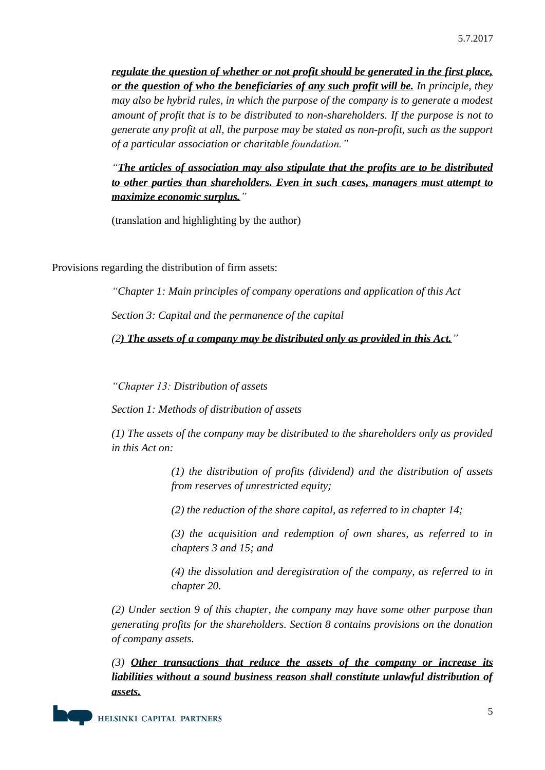***regulate the question of whether or not profit should be generated in the first place, or the question of who the beneficiaries of any such profit will be.*** *In principle, they may also be hybrid rules, in which the purpose of the company is to generate a modest amount of profit that is to be distributed to non-shareholders. If the purpose is not to generate any profit at all, the purpose may be stated as non-profit, such as the support of a particular association or charitable foundation."*

*"**The articles of association may also stipulate that the profits are to be distributed to other parties than shareholders. Even in such cases, managers must attempt to maximize economic surplus.**"*

(translation and highlighting by the author)

Provisions regarding the distribution of firm assets:

*"Chapter 1: Main principles of company operations and application of this Act*

*Section 3: Capital and the permanence of the capital*

*(2**) The assets of a company may be distributed only as provided in this Act.**"*

*"Chapter 13: Distribution of assets*

*Section 1: Methods of distribution of assets*

*(1) The assets of the company may be distributed to the shareholders only as provided in this Act on:*

> *(1) the distribution of profits (dividend) and the distribution of assets from reserves of unrestricted equity;*
>
> *(2) the reduction of the share capital, as referred to in chapter 14;*
>
> *(3) the acquisition and redemption of own shares, as referred to in chapters 3 and 15; and*
>
> *(4) the dissolution and deregistration of the company, as referred to in chapter 20.*

*(2) Under section 9 of this chapter, the company may have some other purpose than generating profits for the shareholders. Section 8 contains provisions on the donation of company assets.*

*(3) **Other transactions that reduce the assets of the company or increase its liabilities without a sound business reason shall constitute unlawful distribution of assets.***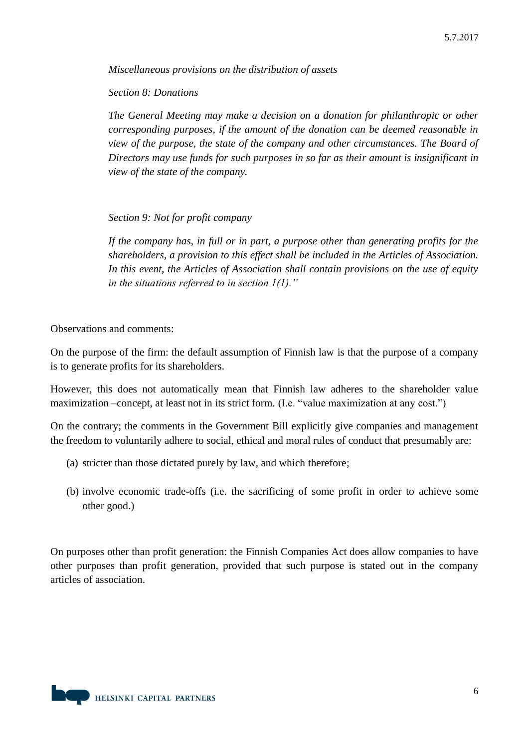*Miscellaneous provisions on the distribution of assets*

*Section 8: Donations*

*The General Meeting may make a decision on a donation for philanthropic or other corresponding purposes, if the amount of the donation can be deemed reasonable in view of the purpose, the state of the company and other circumstances. The Board of Directors may use funds for such purposes in so far as their amount is insignificant in view of the state of the company.*

*Section 9: Not for profit company*

*If the company has, in full or in part, a purpose other than generating profits for the shareholders, a provision to this effect shall be included in the Articles of Association. In this event, the Articles of Association shall contain provisions on the use of equity in the situations referred to in section 1(1)."*

Observations and comments:

On the purpose of the firm: the default assumption of Finnish law is that the purpose of a company is to generate profits for its shareholders.

However, this does not automatically mean that Finnish law adheres to the shareholder value maximization –concept, at least not in its strict form. (I.e. "value maximization at any cost.")

On the contrary; the comments in the Government Bill explicitly give companies and management the freedom to voluntarily adhere to social, ethical and moral rules of conduct that presumably are:

(a) stricter than those dictated purely by law, and which therefore;

(b) involve economic trade-offs (i.e. the sacrificing of some profit in order to achieve some other good.)

On purposes other than profit generation: the Finnish Companies Act does allow companies to have other purposes than profit generation, provided that such purpose is stated out in the company articles of association.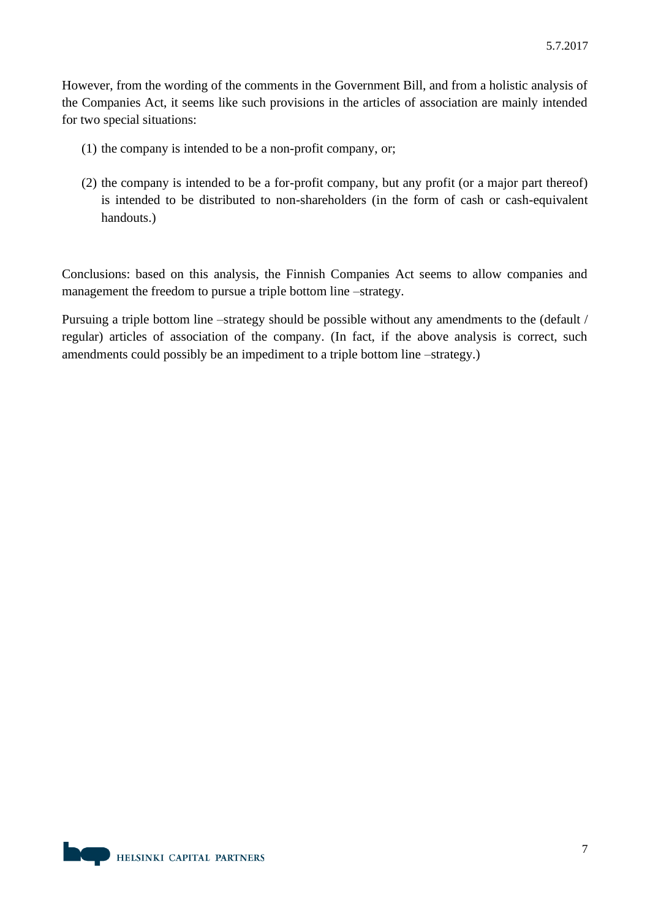However, from the wording of the comments in the Government Bill, and from a holistic analysis of the Companies Act, it seems like such provisions in the articles of association are mainly intended for two special situations:

(1) the company is intended to be a non-profit company, or;

(2) the company is intended to be a for-profit company, but any profit (or a major part thereof) is intended to be distributed to non-shareholders (in the form of cash or cash-equivalent handouts.)

Conclusions: based on this analysis, the Finnish Companies Act seems to allow companies and management the freedom to pursue a triple bottom line –strategy.

Pursuing a triple bottom line –strategy should be possible without any amendments to the (default / regular) articles of association of the company. (In fact, if the above analysis is correct, such amendments could possibly be an impediment to a triple bottom line –strategy.)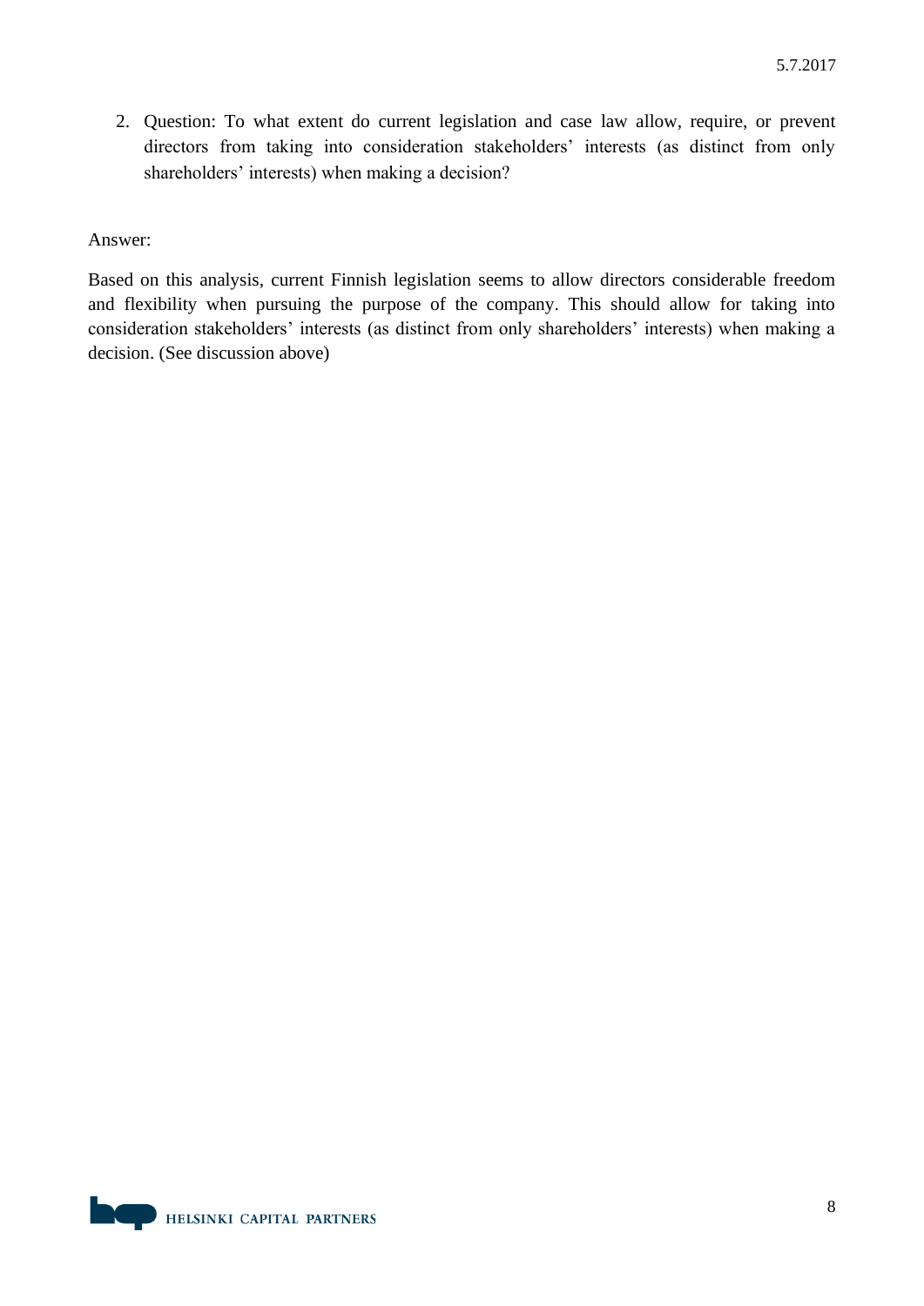2. Question: To what extent do current legislation and case law allow, require, or prevent directors from taking into consideration stakeholders' interests (as distinct from only shareholders' interests) when making a decision?

Answer:

Based on this analysis, current Finnish legislation seems to allow directors considerable freedom and flexibility when pursuing the purpose of the company. This should allow for taking into consideration stakeholders' interests (as distinct from only shareholders' interests) when making a decision. (See discussion above)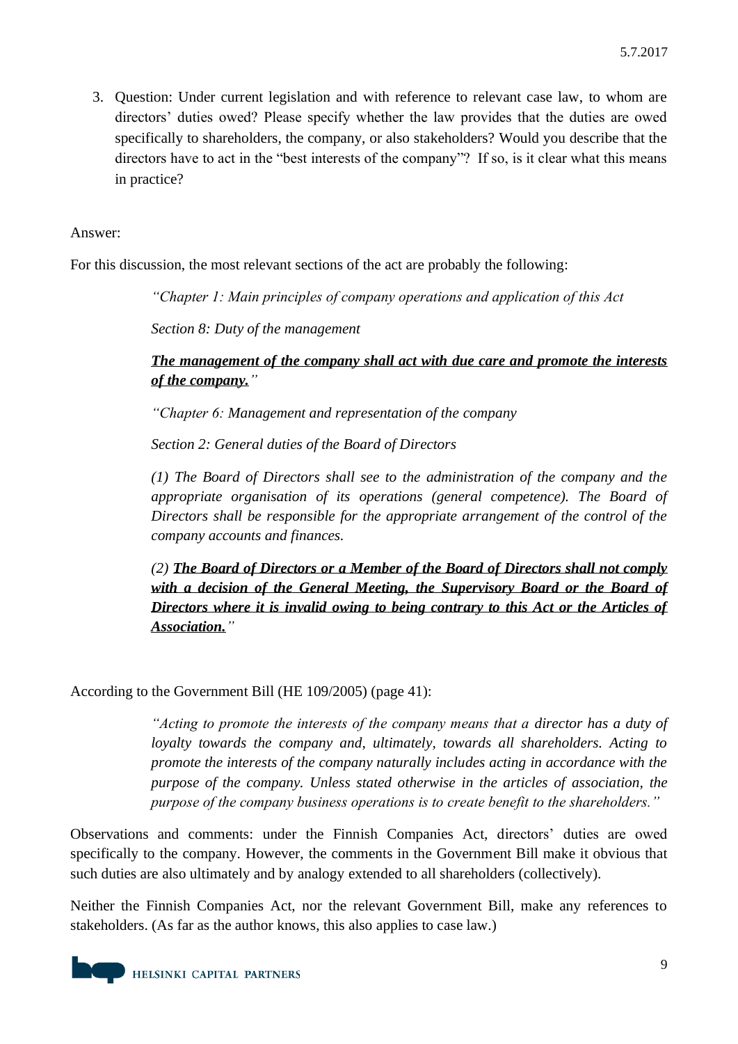3. Question: Under current legislation and with reference to relevant case law, to whom are directors' duties owed? Please specify whether the law provides that the duties are owed specifically to shareholders, the company, or also stakeholders? Would you describe that the directors have to act in the "best interests of the company"? If so, is it clear what this means in practice?

Answer:

For this discussion, the most relevant sections of the act are probably the following:

> *"Chapter 1: Main principles of company operations and application of this Act*
>
> *Section 8: Duty of the management*
>
> ***<u>The management of the company shall act with due care and promote the interests of the company.</u>****"*
>
> *"Chapter 6: Management and representation of the company*
>
> *Section 2: General duties of the Board of Directors*
>
> *(1) The Board of Directors shall see to the administration of the company and the appropriate organisation of its operations (general competence). The Board of Directors shall be responsible for the appropriate arrangement of the control of the company accounts and finances.*
>
> *(2)* ***<u>The Board of Directors or a Member of the Board of Directors shall not comply with a decision of the General Meeting, the Supervisory Board or the Board of Directors where it is invalid owing to being contrary to this Act or the Articles of Association.</u>****"*

According to the Government Bill (HE 109/2005) (page 41):

> *"Acting to promote the interests of the company means that a director has a duty of loyalty towards the company and, ultimately, towards all shareholders. Acting to promote the interests of the company naturally includes acting in accordance with the purpose of the company. Unless stated otherwise in the articles of association, the purpose of the company business operations is to create benefit to the shareholders."*

Observations and comments: under the Finnish Companies Act, directors' duties are owed specifically to the company. However, the comments in the Government Bill make it obvious that such duties are also ultimately and by analogy extended to all shareholders (collectively).

Neither the Finnish Companies Act, nor the relevant Government Bill, make any references to stakeholders. (As far as the author knows, this also applies to case law.)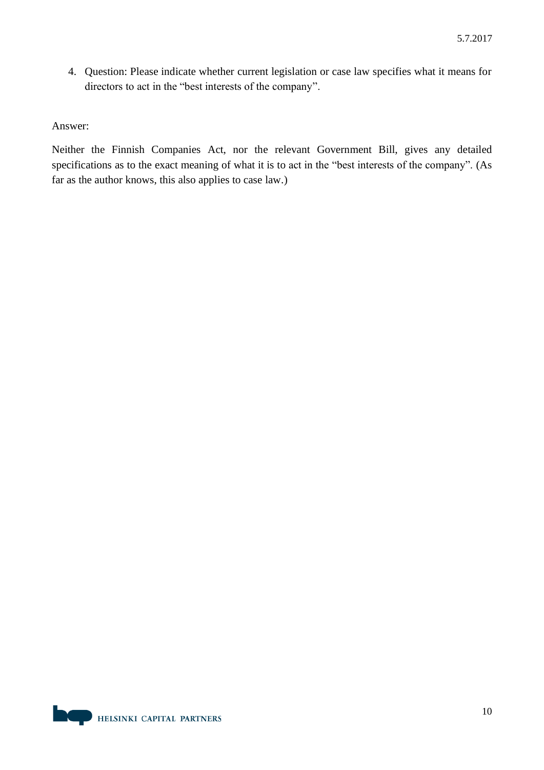4. Question: Please indicate whether current legislation or case law specifies what it means for directors to act in the "best interests of the company".

Answer:

Neither the Finnish Companies Act, nor the relevant Government Bill, gives any detailed specifications as to the exact meaning of what it is to act in the "best interests of the company". (As far as the author knows, this also applies to case law.)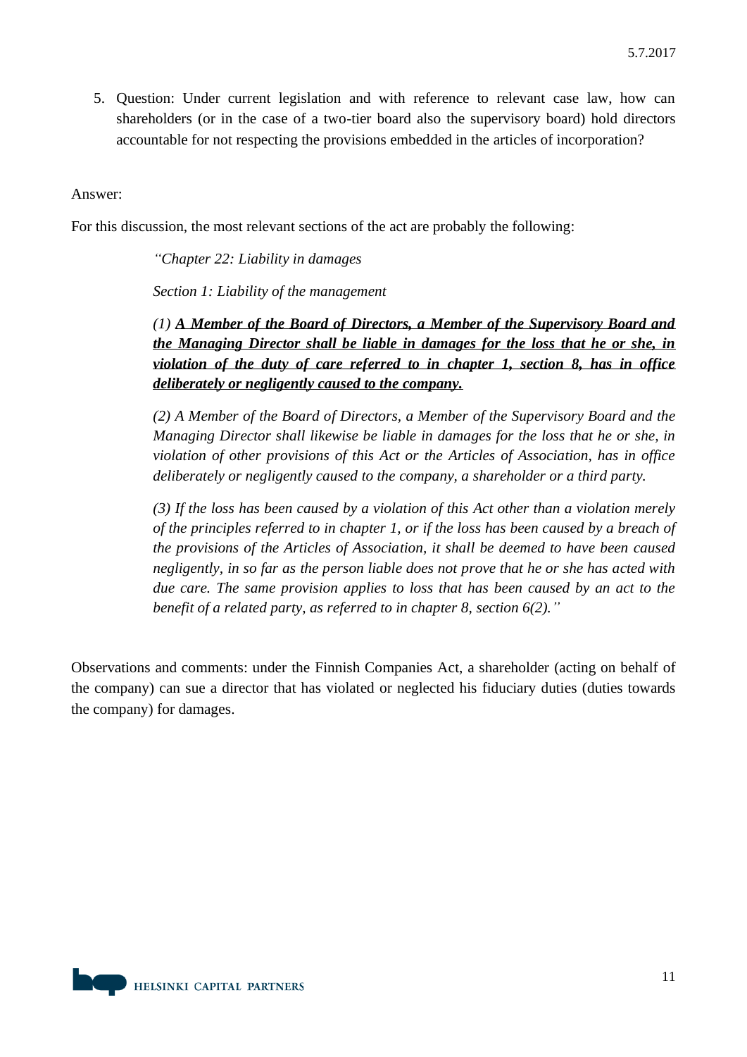5. Question: Under current legislation and with reference to relevant case law, how can shareholders (or in the case of a two-tier board also the supervisory board) hold directors accountable for not respecting the provisions embedded in the articles of incorporation?

Answer:

For this discussion, the most relevant sections of the act are probably the following:

> *"Chapter 22: Liability in damages*
>
> *Section 1: Liability of the management*
>
> *(1) **A Member of the Board of Directors, a Member of the Supervisory Board and the Managing Director shall be liable in damages for the loss that he or she, in violation of the duty of care referred to in chapter 1, section 8, has in office deliberately or negligently caused to the company.***
>
> *(2) A Member of the Board of Directors, a Member of the Supervisory Board and the Managing Director shall likewise be liable in damages for the loss that he or she, in violation of other provisions of this Act or the Articles of Association, has in office deliberately or negligently caused to the company, a shareholder or a third party.*
>
> *(3) If the loss has been caused by a violation of this Act other than a violation merely of the principles referred to in chapter 1, or if the loss has been caused by a breach of the provisions of the Articles of Association, it shall be deemed to have been caused negligently, in so far as the person liable does not prove that he or she has acted with due care. The same provision applies to loss that has been caused by an act to the benefit of a related party, as referred to in chapter 8, section 6(2)."*

Observations and comments: under the Finnish Companies Act, a shareholder (acting on behalf of the company) can sue a director that has violated or neglected his fiduciary duties (duties towards the company) for damages.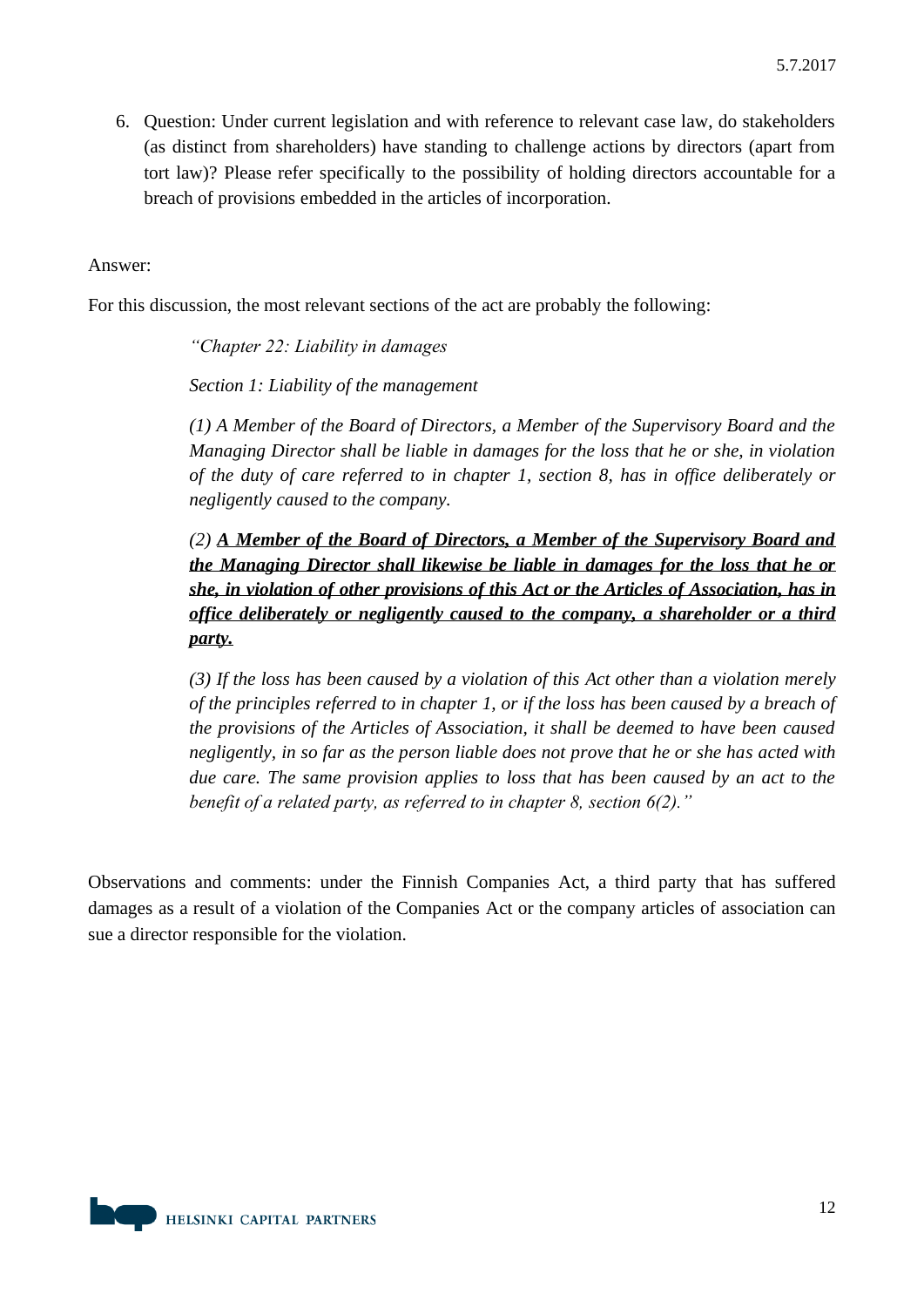6. Question: Under current legislation and with reference to relevant case law, do stakeholders (as distinct from shareholders) have standing to challenge actions by directors (apart from tort law)? Please refer specifically to the possibility of holding directors accountable for a breach of provisions embedded in the articles of incorporation.

Answer:

For this discussion, the most relevant sections of the act are probably the following:

> *"Chapter 22: Liability in damages*
>
> *Section 1: Liability of the management*
>
> *(1) A Member of the Board of Directors, a Member of the Supervisory Board and the Managing Director shall be liable in damages for the loss that he or she, in violation of the duty of care referred to in chapter 1, section 8, has in office deliberately or negligently caused to the company.*
>
> *(2)* ***<u>A Member of the Board of Directors, a Member of the Supervisory Board and the Managing Director shall likewise be liable in damages for the loss that he or she, in violation of other provisions of this Act or the Articles of Association, has in office deliberately or negligently caused to the company, a shareholder or a third party.</u>***
>
> *(3) If the loss has been caused by a violation of this Act other than a violation merely of the principles referred to in chapter 1, or if the loss has been caused by a breach of the provisions of the Articles of Association, it shall be deemed to have been caused negligently, in so far as the person liable does not prove that he or she has acted with due care. The same provision applies to loss that has been caused by an act to the benefit of a related party, as referred to in chapter 8, section 6(2)."*

Observations and comments: under the Finnish Companies Act, a third party that has suffered damages as a result of a violation of the Companies Act or the company articles of association can sue a director responsible for the violation.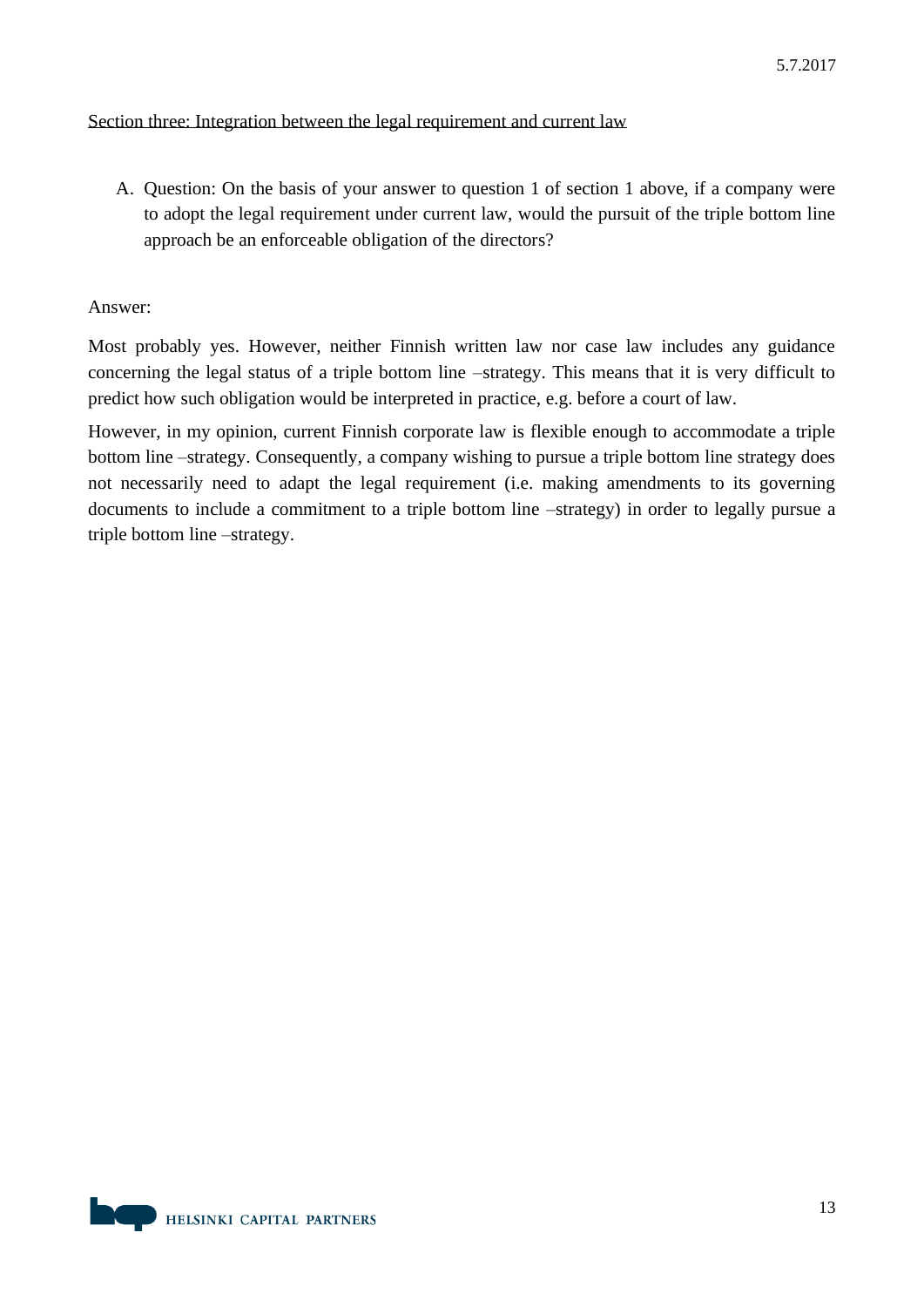<u>Section three: Integration between the legal requirement and current law</u>

A. Question: On the basis of your answer to question 1 of section 1 above, if a company were to adopt the legal requirement under current law, would the pursuit of the triple bottom line approach be an enforceable obligation of the directors?

Answer:

Most probably yes. However, neither Finnish written law nor case law includes any guidance concerning the legal status of a triple bottom line –strategy. This means that it is very difficult to predict how such obligation would be interpreted in practice, e.g. before a court of law.

However, in my opinion, current Finnish corporate law is flexible enough to accommodate a triple bottom line –strategy. Consequently, a company wishing to pursue a triple bottom line strategy does not necessarily need to adapt the legal requirement (i.e. making amendments to its governing documents to include a commitment to a triple bottom line –strategy) in order to legally pursue a triple bottom line –strategy.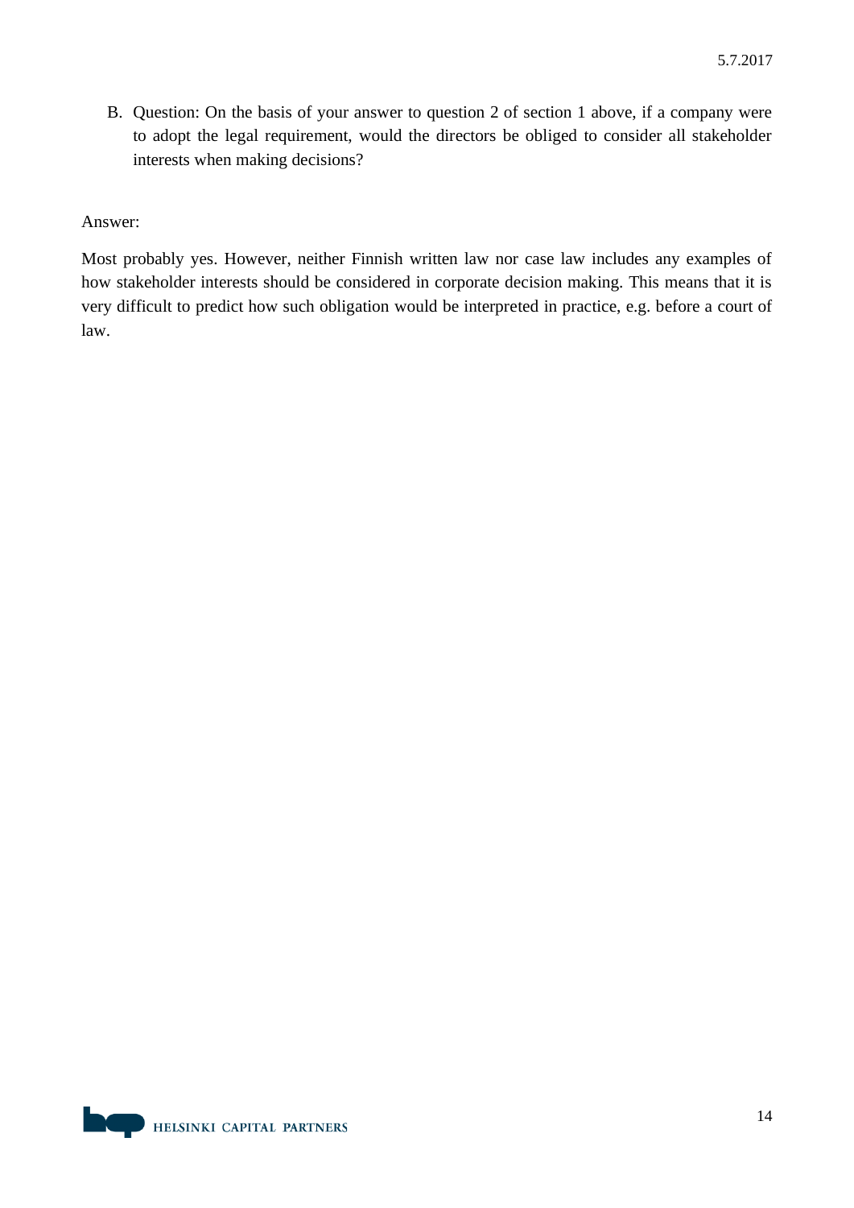B. Question: On the basis of your answer to question 2 of section 1 above, if a company were to adopt the legal requirement, would the directors be obliged to consider all stakeholder interests when making decisions?

Answer:

Most probably yes. However, neither Finnish written law nor case law includes any examples of how stakeholder interests should be considered in corporate decision making. This means that it is very difficult to predict how such obligation would be interpreted in practice, e.g. before a court of law.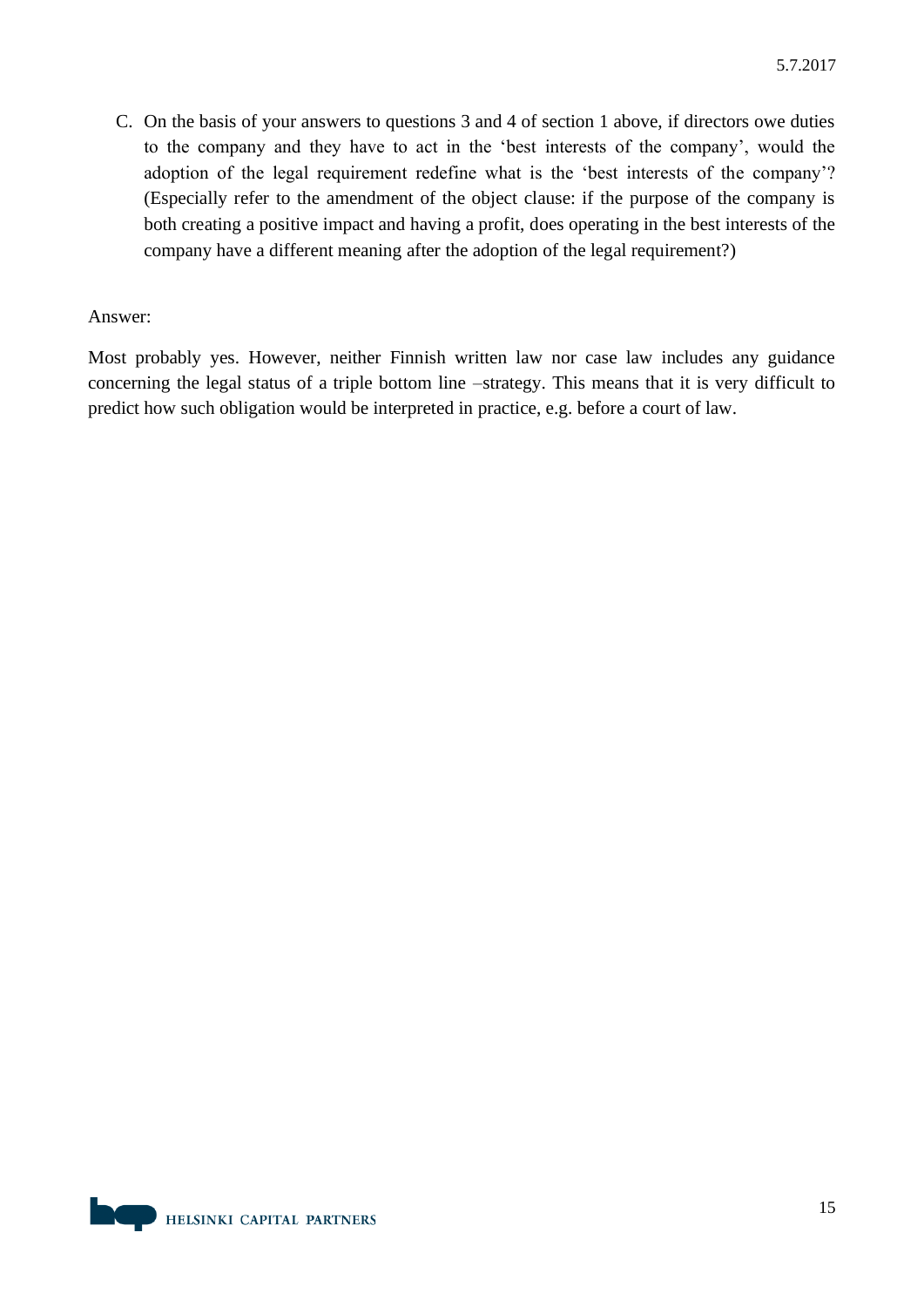C. On the basis of your answers to questions 3 and 4 of section 1 above, if directors owe duties to the company and they have to act in the 'best interests of the company', would the adoption of the legal requirement redefine what is the 'best interests of the company'? (Especially refer to the amendment of the object clause: if the purpose of the company is both creating a positive impact and having a profit, does operating in the best interests of the company have a different meaning after the adoption of the legal requirement?)

Answer:

Most probably yes. However, neither Finnish written law nor case law includes any guidance concerning the legal status of a triple bottom line –strategy. This means that it is very difficult to predict how such obligation would be interpreted in practice, e.g. before a court of law.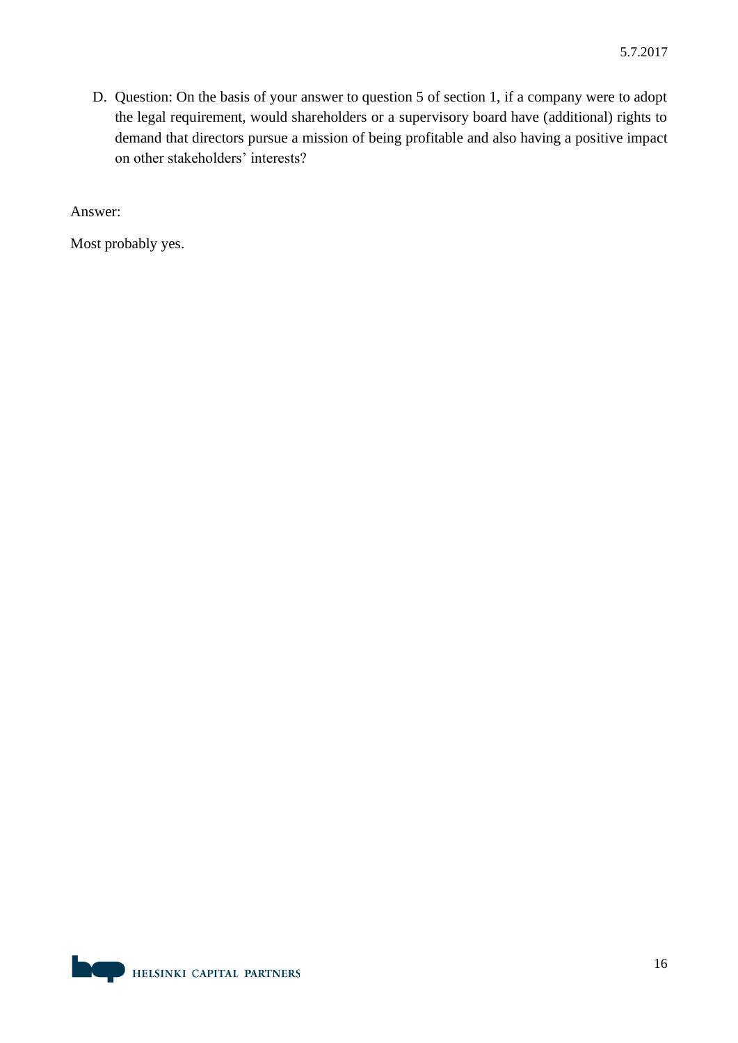D. Question: On the basis of your answer to question 5 of section 1, if a company were to adopt the legal requirement, would shareholders or a supervisory board have (additional) rights to demand that directors pursue a mission of being profitable and also having a positive impact on other stakeholders' interests?

Answer:

Most probably yes.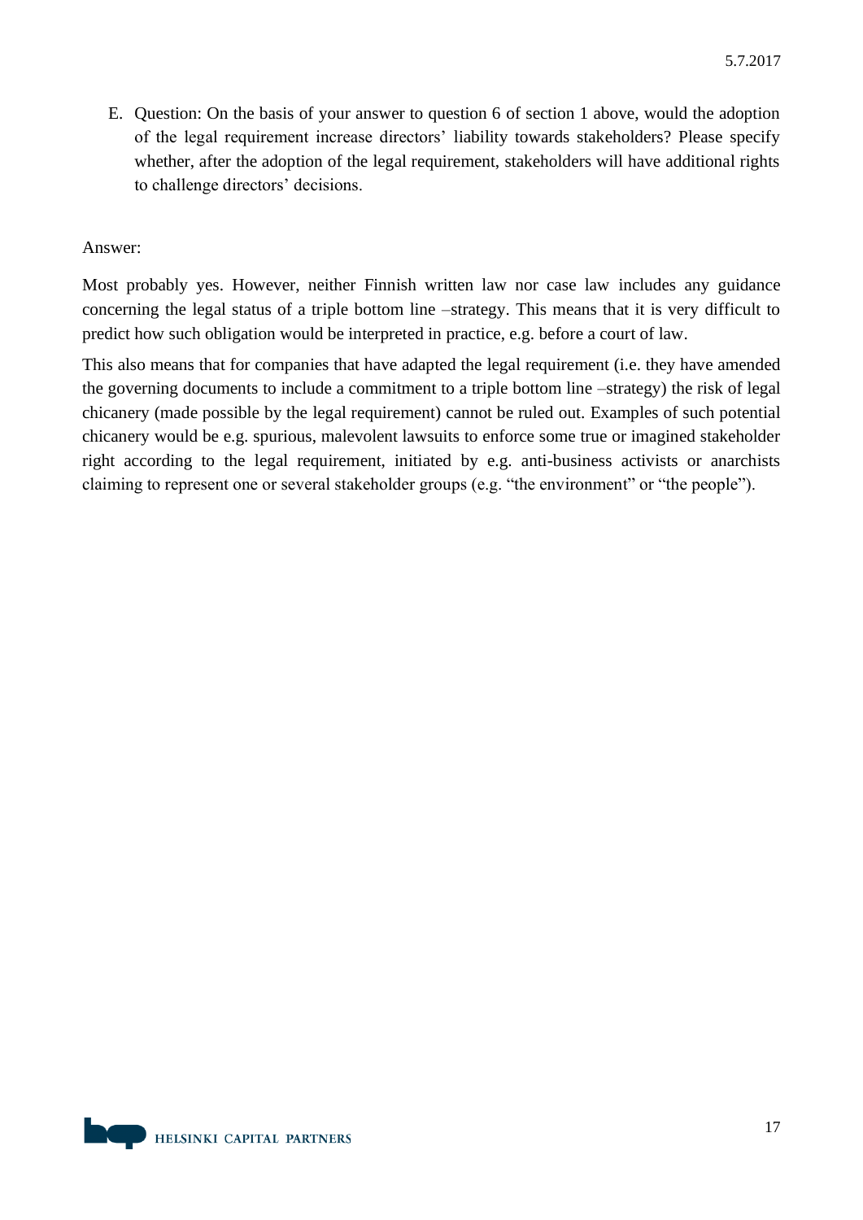E. Question: On the basis of your answer to question 6 of section 1 above, would the adoption of the legal requirement increase directors' liability towards stakeholders? Please specify whether, after the adoption of the legal requirement, stakeholders will have additional rights to challenge directors' decisions.

Answer:

Most probably yes. However, neither Finnish written law nor case law includes any guidance concerning the legal status of a triple bottom line –strategy. This means that it is very difficult to predict how such obligation would be interpreted in practice, e.g. before a court of law.

This also means that for companies that have adapted the legal requirement (i.e. they have amended the governing documents to include a commitment to a triple bottom line –strategy) the risk of legal chicanery (made possible by the legal requirement) cannot be ruled out. Examples of such potential chicanery would be e.g. spurious, malevolent lawsuits to enforce some true or imagined stakeholder right according to the legal requirement, initiated by e.g. anti-business activists or anarchists claiming to represent one or several stakeholder groups (e.g. "the environment" or "the people").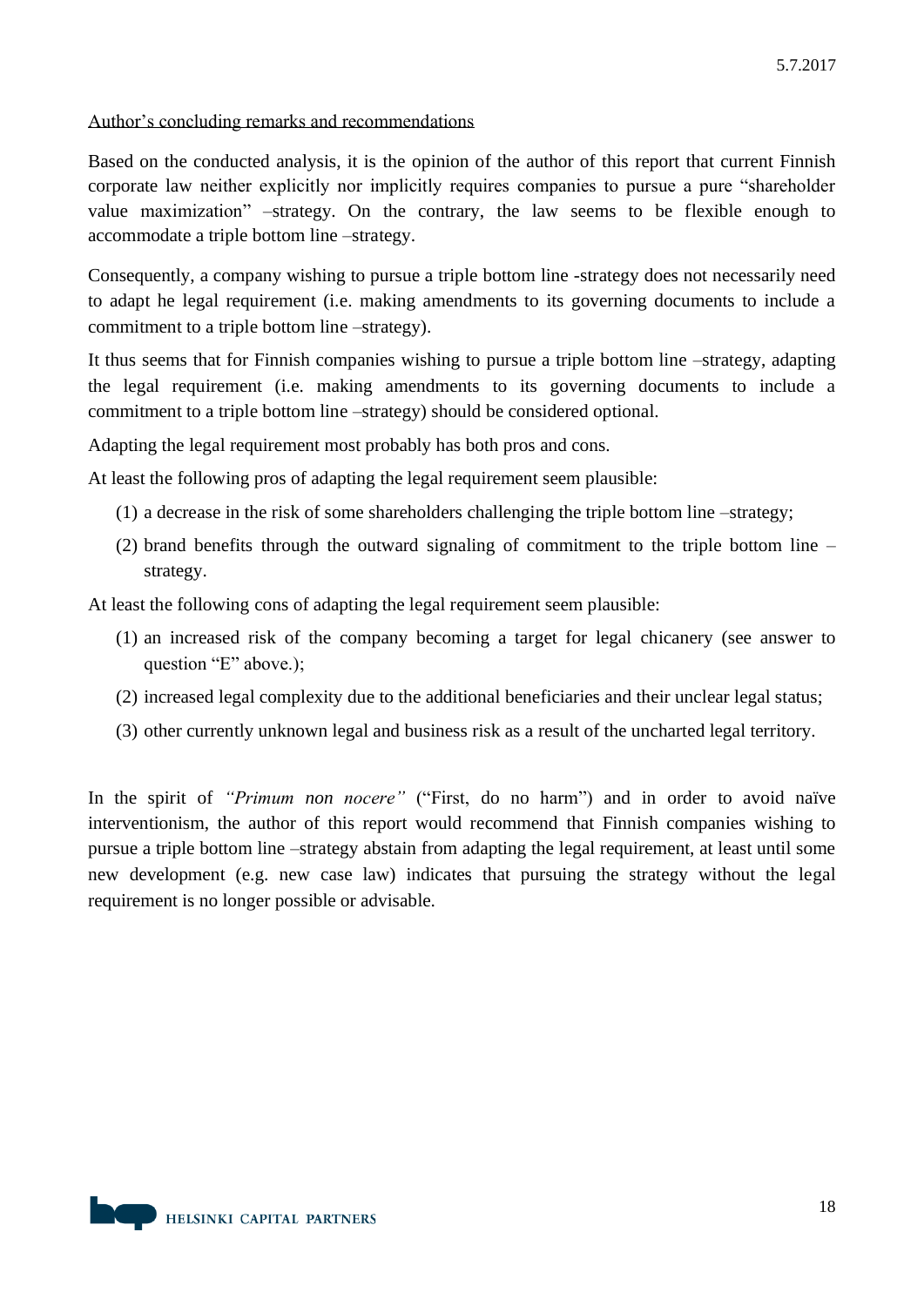Author's concluding remarks and recommendations

Based on the conducted analysis, it is the opinion of the author of this report that current Finnish corporate law neither explicitly nor implicitly requires companies to pursue a pure "shareholder value maximization" –strategy. On the contrary, the law seems to be flexible enough to accommodate a triple bottom line –strategy.

Consequently, a company wishing to pursue a triple bottom line -strategy does not necessarily need to adapt he legal requirement (i.e. making amendments to its governing documents to include a commitment to a triple bottom line –strategy).

It thus seems that for Finnish companies wishing to pursue a triple bottom line –strategy, adapting the legal requirement (i.e. making amendments to its governing documents to include a commitment to a triple bottom line –strategy) should be considered optional.

Adapting the legal requirement most probably has both pros and cons.

At least the following pros of adapting the legal requirement seem plausible:

(1) a decrease in the risk of some shareholders challenging the triple bottom line –strategy;

(2) brand benefits through the outward signaling of commitment to the triple bottom line –strategy.

At least the following cons of adapting the legal requirement seem plausible:

(1) an increased risk of the company becoming a target for legal chicanery (see answer to question "E" above.);

(2) increased legal complexity due to the additional beneficiaries and their unclear legal status;

(3) other currently unknown legal and business risk as a result of the uncharted legal territory.

In the spirit of *"Primum non nocere"* ("First, do no harm") and in order to avoid naïve interventionism, the author of this report would recommend that Finnish companies wishing to pursue a triple bottom line –strategy abstain from adapting the legal requirement, at least until some new development (e.g. new case law) indicates that pursuing the strategy without the legal requirement is no longer possible or advisable.